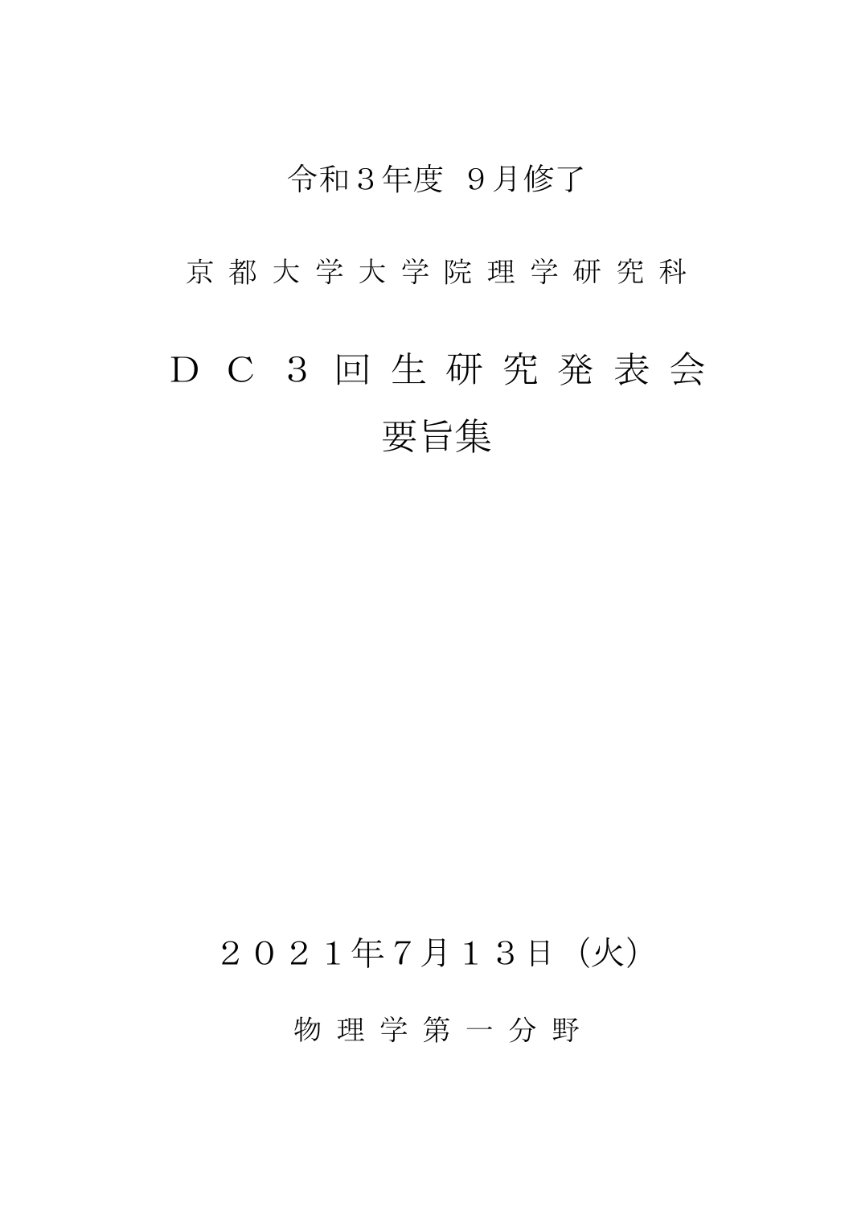令和３年度　９月修了

京 都 大 学 大 学 院 理 学 研 究 科

# ＤＣ ３ 回 生 研 究 発 表 会
# 要旨集

２０２１年7月１３日（火）

物 理 学 第 一 分 野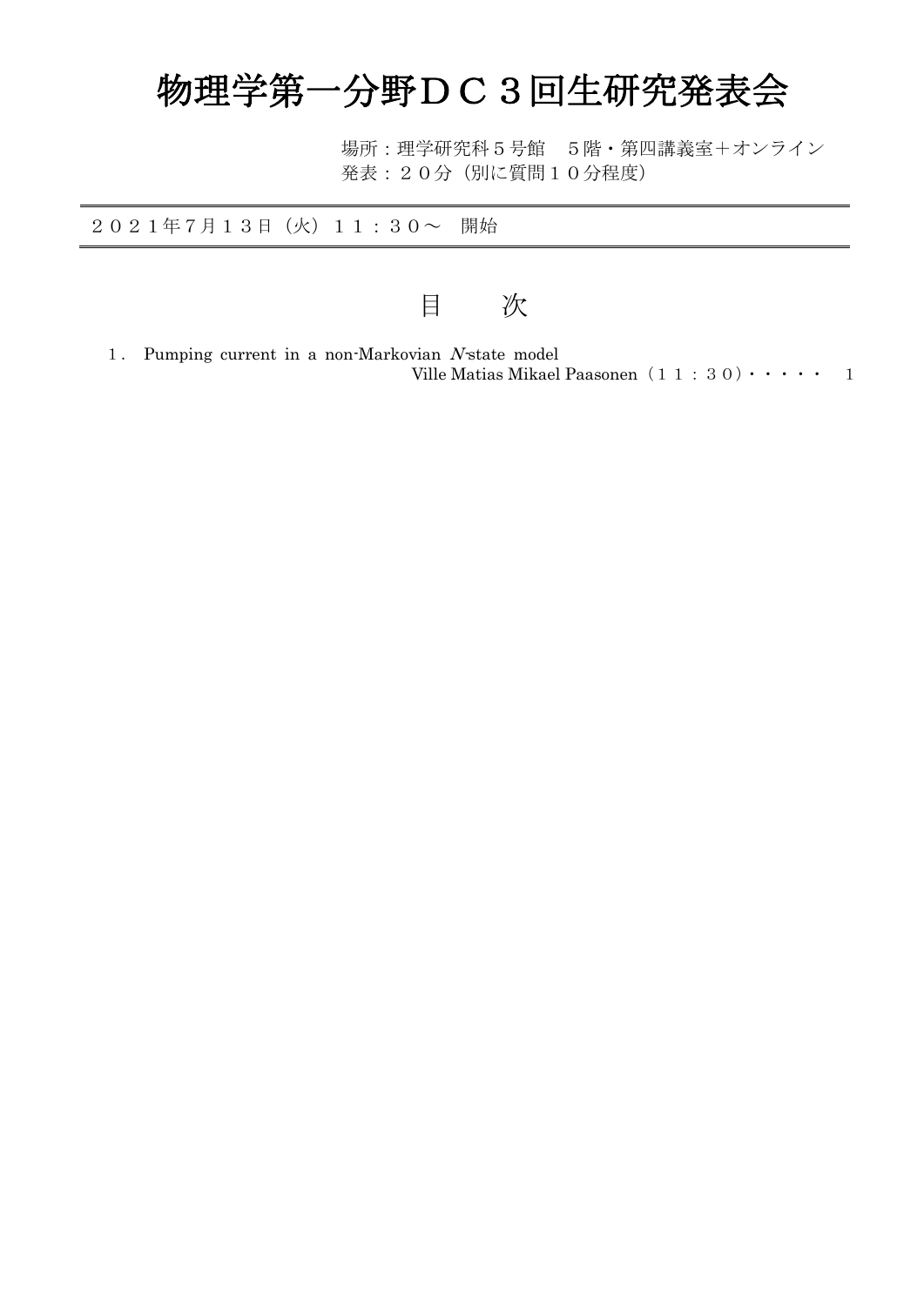# 物理学第一分野ＤＣ３回生研究発表会

場所：理学研究科５号館　５階・第四講義室＋オンライン
発表：２０分（別に質問１０分程度）

---

２０２１年7月１３日（火）１１：３０～　開始

---

## 目　　次

1．Pumping current in a non-Markovian *N*-state model
Ville Matias Mikael Paasonen（１１：３０）・・・・・　1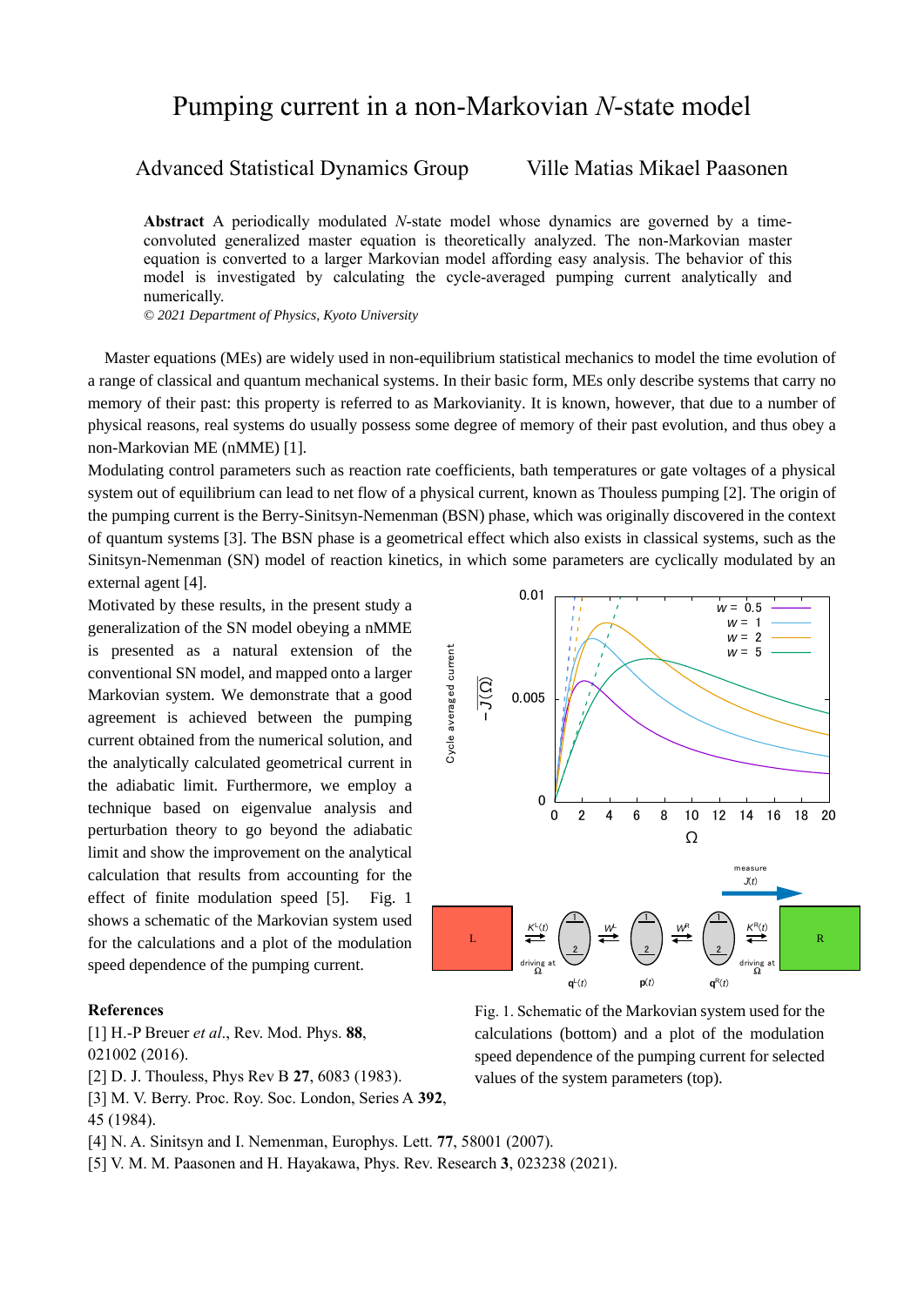# Pumping current in a non-Markovian $N$-state model

Advanced Statistical Dynamics Group　　Ville Matias Mikael Paasonen

**Abstract** A periodically modulated $N$-state model whose dynamics are governed by a time-convoluted generalized master equation is theoretically analyzed. The non-Markovian master equation is converted to a larger Markovian model affording easy analysis. The behavior of this model is investigated by calculating the cycle-averaged pumping current analytically and numerically.

*© 2021 Department of Physics, Kyoto University*

Master equations (MEs) are widely used in non-equilibrium statistical mechanics to model the time evolution of a range of classical and quantum mechanical systems. In their basic form, MEs only describe systems that carry no memory of their past: this property is referred to as Markovianity. It is known, however, that due to a number of physical reasons, real systems do usually possess some degree of memory of their past evolution, and thus obey a non-Markovian ME (nMME) [1].

Modulating control parameters such as reaction rate coefficients, bath temperatures or gate voltages of a physical system out of equilibrium can lead to net flow of a physical current, known as Thouless pumping [2]. The origin of the pumping current is the Berry-Sinitsyn-Nemenman (BSN) phase, which was originally discovered in the context of quantum systems [3]. The BSN phase is a geometrical effect which also exists in classical systems, such as the Sinitsyn-Nemenman (SN) model of reaction kinetics, in which some parameters are cyclically modulated by an external agent [4].

Motivated by these results, in the present study a generalization of the SN model obeying a nMME is presented as a natural extension of the conventional SN model, and mapped onto a larger Markovian system. We demonstrate that a good agreement is achieved between the pumping current obtained from the numerical solution, and the analytically calculated geometrical current in the adiabatic limit. Furthermore, we employ a technique based on eigenvalue analysis and perturbation theory to go beyond the adiabatic limit and show the improvement on the analytical calculation that results from accounting for the effect of finite modulation speed [5]. Fig. 1 shows a schematic of the Markovian system used for the calculations and a plot of the modulation speed dependence of the pumping current.

Cycle averaged current $-\overline{J(\Omega)}$

0.01

0.005

0

0 2 4 6 8 10 12 14 16 18 20

$\Omega$

$w = 0.5$
$w = 1$
$w = 2$
$w = 5$

measure $J(t)$

L　$K^L(t)$　driving at $\Omega$　$W^L$　$W^R$　$K^R(t)$　driving at $\Omega$　R

1　2　1　2　1　2

$q^L(t)$　$p(t)$　$q^R(t)$

Fig. 1. Schematic of the Markovian system used for the calculations (bottom) and a plot of the modulation speed dependence of the pumping current for selected values of the system parameters (top).

## References

[1] H.-P Breuer *et al.*, Rev. Mod. Phys. **88**, 021002 (2016).

[2] D. J. Thouless, Phys Rev B **27**, 6083 (1983).

[3] M. V. Berry. Proc. Roy. Soc. London, Series A **392**, 45 (1984).

[4] N. A. Sinitsyn and I. Nemenman, Europhys. Lett. **77**, 58001 (2007).

[5] V. M. M. Paasonen and H. Hayakawa, Phys. Rev. Research **3**, 023238 (2021).